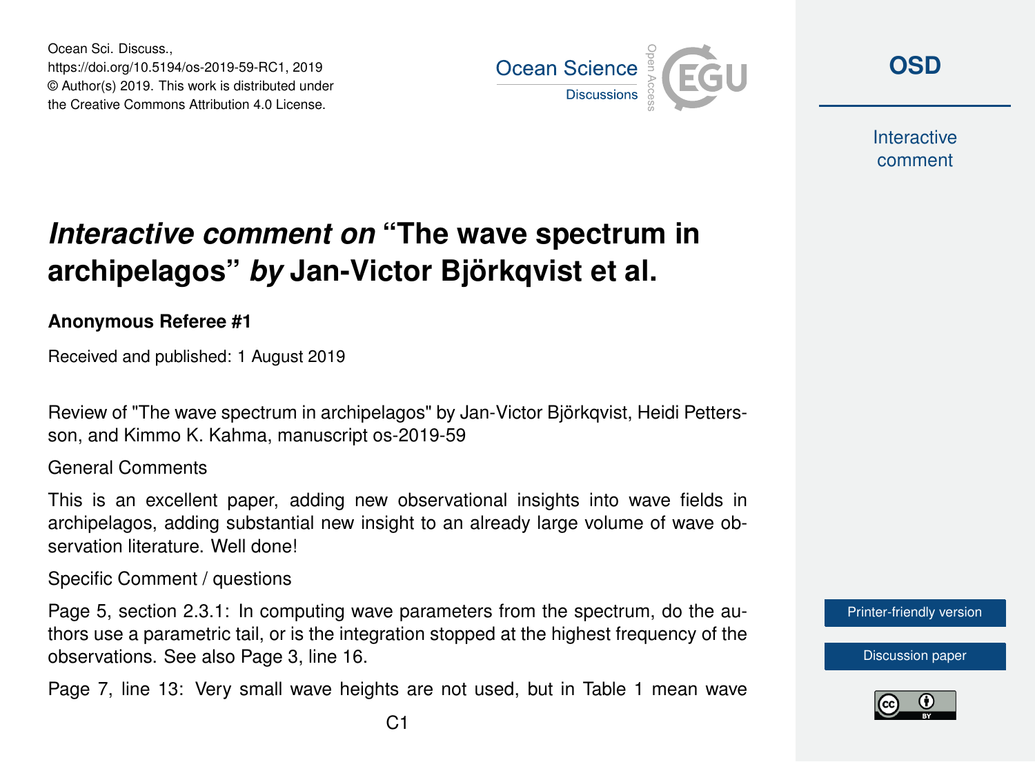Ocean Sci. Discuss.,
https://doi.org/10.5194/os-2019-59-RC1, 2019
© Author(s) 2019. This work is distributed under
the Creative Commons Attribution 4.0 License.

# *Interactive comment on* "The wave spectrum in archipelagos" *by* Jan-Victor Björkqvist et al.

**Anonymous Referee #1**

Received and published: 1 August 2019

Review of "The wave spectrum in archipelagos" by Jan-Victor Björkqvist, Heidi Pettersson, and Kimmo K. Kahma, manuscript os-2019-59

General Comments

This is an excellent paper, adding new observational insights into wave fields in archipelagos, adding substantial new insight to an already large volume of wave observation literature. Well done!

Specific Comment / questions

Page 5, section 2.3.1: In computing wave parameters from the spectrum, do the authors use a parametric tail, or is the integration stopped at the highest frequency of the observations. See also Page 3, line 16.

Page 7, line 13: Very small wave heights are not used, but in Table 1 mean wave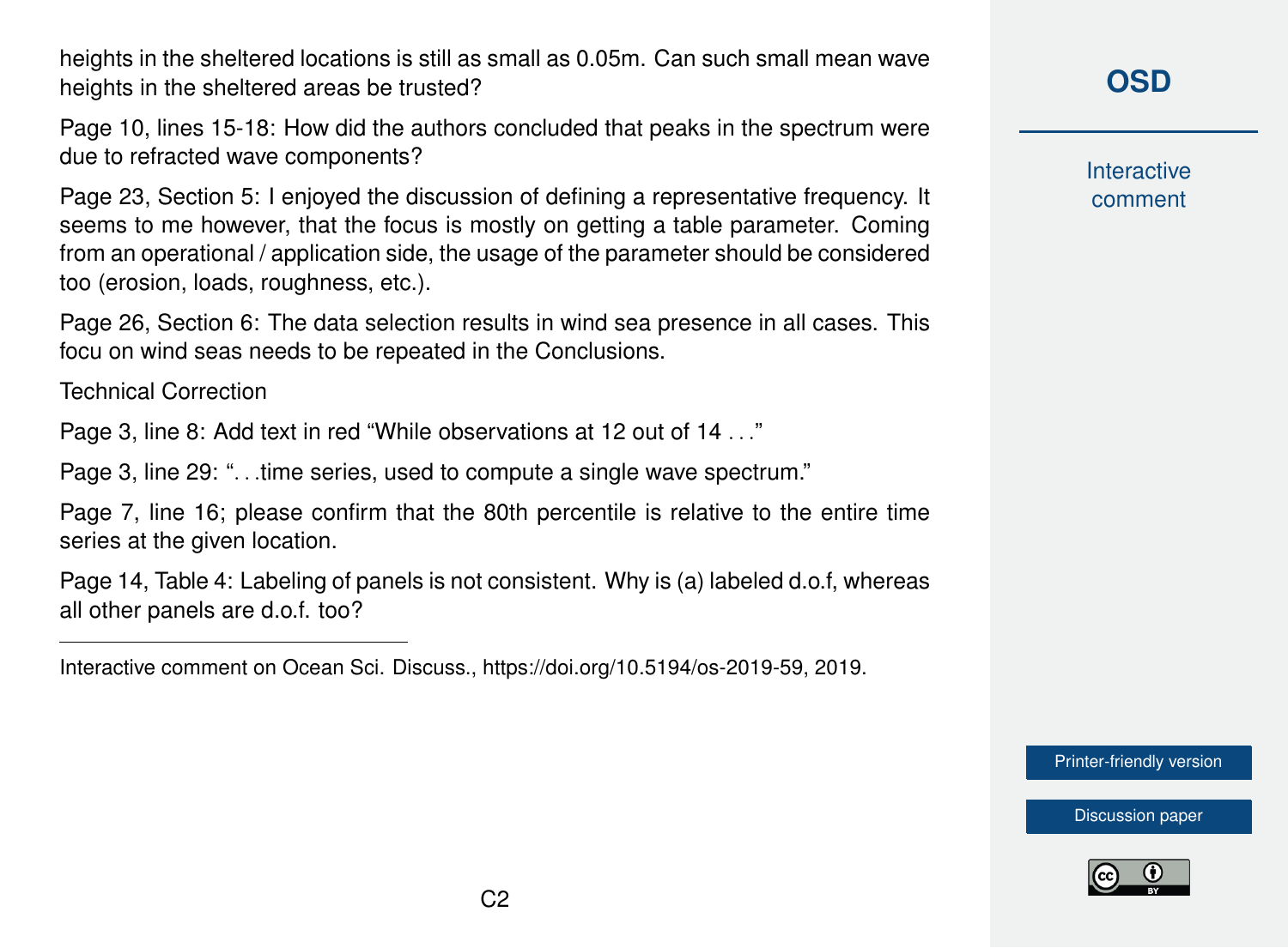heights in the sheltered locations is still as small as 0.05m. Can such small mean wave heights in the sheltered areas be trusted?

Page 10, lines 15-18: How did the authors concluded that peaks in the spectrum were due to refracted wave components?

Page 23, Section 5: I enjoyed the discussion of defining a representative frequency. It seems to me however, that the focus is mostly on getting a table parameter. Coming from an operational / application side, the usage of the parameter should be considered too (erosion, loads, roughness, etc.).

Page 26, Section 6: The data selection results in wind sea presence in all cases. This focu on wind seas needs to be repeated in the Conclusions.

Technical Correction

Page 3, line 8: Add text in red "While observations at 12 out of 14 . . ."

Page 3, line 29: ". . .time series, used to compute a single wave spectrum."

Page 7, line 16; please confirm that the 80th percentile is relative to the entire time series at the given location.

Page 14, Table 4: Labeling of panels is not consistent. Why is (a) labeled d.o.f, whereas all other panels are d.o.f. too?

---

Interactive comment on Ocean Sci. Discuss., https://doi.org/10.5194/os-2019-59, 2019.